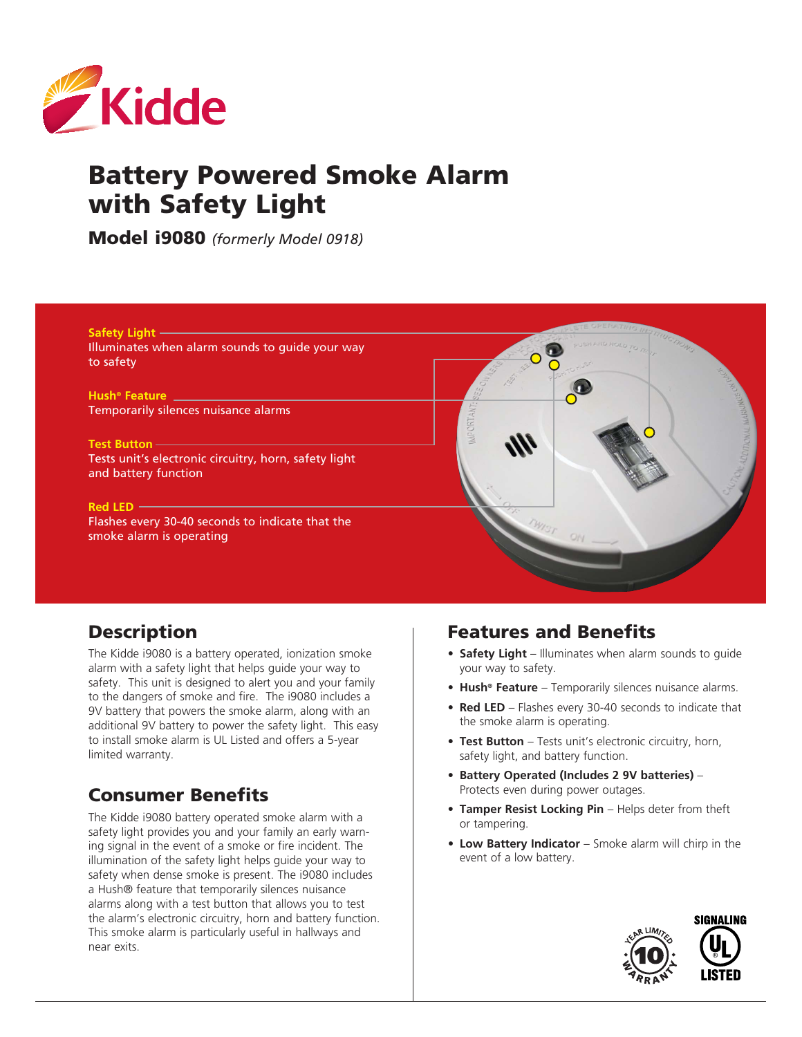# Battery Powered Smoke Alarm with Safety Light

**Model i9080** *(formerly Model 0918)*

**Safety Light**
Illuminates when alarm sounds to guide your way to safety

**Hush® Feature**
Temporarily silences nuisance alarms

**Test Button**
Tests unit's electronic circuitry, horn, safety light and battery function

**Red LED**
Flashes every 30-40 seconds to indicate that the smoke alarm is operating

## Description

The Kidde i9080 is a battery operated, ionization smoke alarm with a safety light that helps guide your way to safety. This unit is designed to alert you and your family to the dangers of smoke and fire. The i9080 includes a 9V battery that powers the smoke alarm, along with an additional 9V battery to power the safety light. This easy to install smoke alarm is UL Listed and offers a 5-year limited warranty.

## Consumer Benefits

The Kidde i9080 battery operated smoke alarm with a safety light provides you and your family an early warning signal in the event of a smoke or fire incident. The illumination of the safety light helps guide your way to safety when dense smoke is present. The i9080 includes a Hush® feature that temporarily silences nuisance alarms along with a test button that allows you to test the alarm's electronic circuitry, horn and battery function. This smoke alarm is particularly useful in hallways and near exits.

## Features and Benefits

- **Safety Light** – Illuminates when alarm sounds to guide your way to safety.
- **Hush® Feature** – Temporarily silences nuisance alarms.
- **Red LED** – Flashes every 30-40 seconds to indicate that the smoke alarm is operating.
- **Test Button** – Tests unit's electronic circuitry, horn, safety light, and battery function.
- **Battery Operated (Includes 2 9V batteries)** – Protects even during power outages.
- **Tamper Resist Locking Pin** – Helps deter from theft or tampering.
- **Low Battery Indicator** – Smoke alarm will chirp in the event of a low battery.

10 YEAR LIMITED WARRANTY

SIGNALING UL LISTED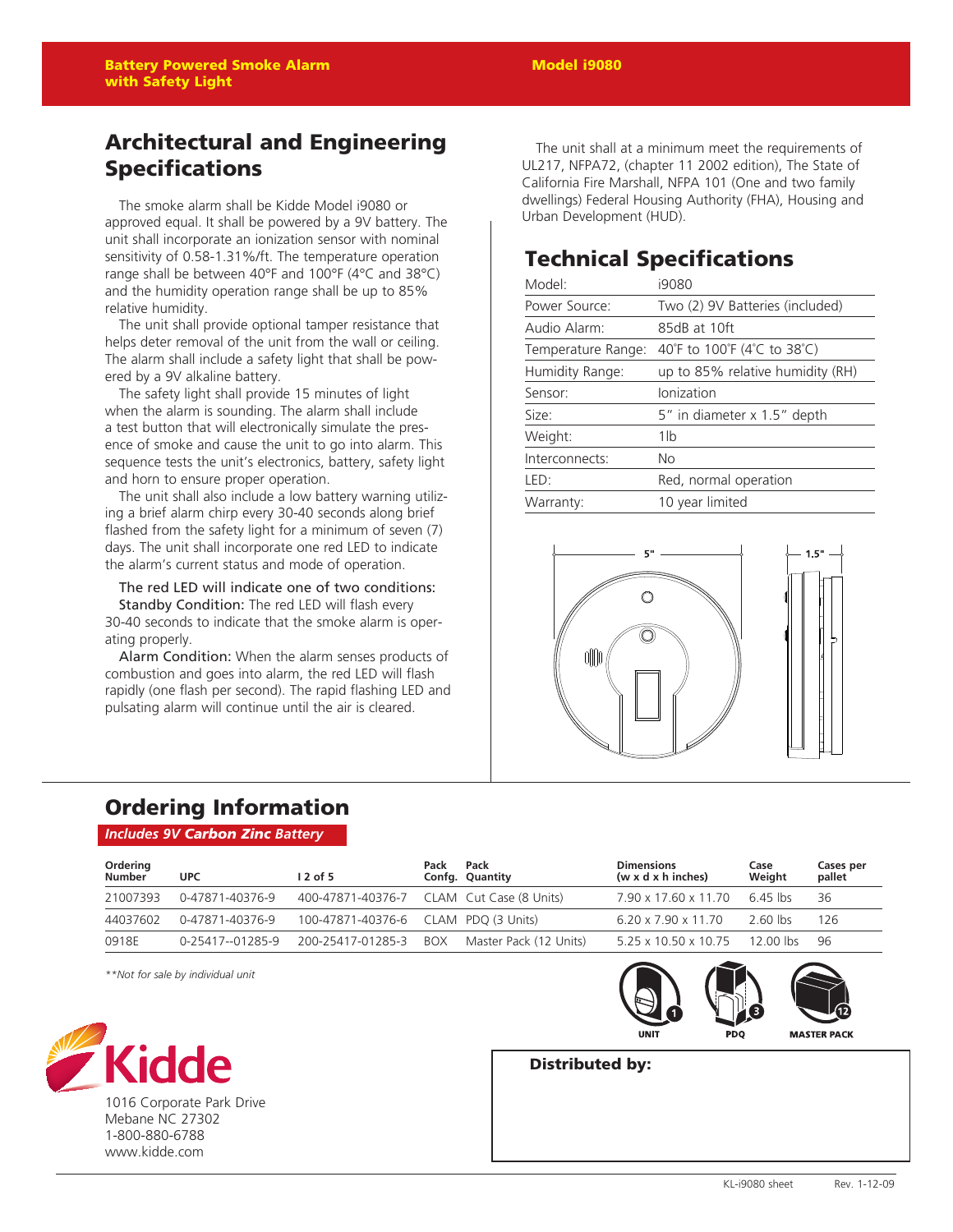Battery Powered Smoke Alarm with Safety Light

Model i9080

# Architectural and Engineering Specifications

The smoke alarm shall be Kidde Model i9080 or approved equal. It shall be powered by a 9V battery. The unit shall incorporate an ionization sensor with nominal sensitivity of 0.58-1.31%/ft. The temperature operation range shall be between 40°F and 100°F (4°C and 38°C) and the humidity operation range shall be up to 85% relative humidity.

The unit shall provide optional tamper resistance that helps deter removal of the unit from the wall or ceiling. The alarm shall include a safety light that shall be powered by a 9V alkaline battery.

The safety light shall provide 15 minutes of light when the alarm is sounding. The alarm shall include a test button that will electronically simulate the presence of smoke and cause the unit to go into alarm. This sequence tests the unit's electronics, battery, safety light and horn to ensure proper operation.

The unit shall also include a low battery warning utilizing a brief alarm chirp every 30-40 seconds along brief flashed from the safety light for a minimum of seven (7) days. The unit shall incorporate one red LED to indicate the alarm's current status and mode of operation.

The red LED will indicate one of two conditions:

Standby Condition: The red LED will flash every 30-40 seconds to indicate that the smoke alarm is operating properly.

Alarm Condition: When the alarm senses products of combustion and goes into alarm, the red LED will flash rapidly (one flash per second). The rapid flashing LED and pulsating alarm will continue until the air is cleared.

The unit shall at a minimum meet the requirements of UL217, NFPA72, (chapter 11 2002 edition), The State of California Fire Marshall, NFPA 101 (One and two family dwellings) Federal Housing Authority (FHA), Housing and Urban Development (HUD).

# Technical Specifications

| | |
|---|---|
| Model: | i9080 |
| Power Source: | Two (2) 9V Batteries (included) |
| Audio Alarm: | 85dB at 10ft |
| Temperature Range: | 40°F to 100°F (4°C to 38°C) |
| Humidity Range: | up to 85% relative humidity (RH) |
| Sensor: | Ionization |
| Size: | 5" in diameter x 1.5" depth |
| Weight: | 1lb |
| Interconnects: | No |
| LED: | Red, normal operation |
| Warranty: | 10 year limited |

5"

1.5"

# Ordering Information

*Includes 9V **Carbon Zinc** Battery*

| Ordering Number | UPC | I 2 of 5 | Pack Confg. | Pack Quantity | Dimensions (w x d x h inches) | Case Weight | Cases per pallet |
|---|---|---|---|---|---|---|---|
| 21007393 | 0-47871-40376-9 | 400-47871-40376-7 | CLAM | Cut Case (8 Units) | 7.90 x 17.60 x 11.70 | 6.45 lbs | 36 |
| 44037602 | 0-47871-40376-9 | 100-47871-40376-6 | CLAM | PDQ (3 Units) | 6.20 x 7.90 x 11.70 | 2.60 lbs | 126 |
| 0918E | 0-25417--01285-9 | 200-25417-01285-3 | BOX | Master Pack (12 Units) | 5.25 x 10.50 x 10.75 | 12.00 lbs | 96 |

*\*\*Not for sale by individual unit*

UNIT 1 PDQ 3 MASTER PACK 12

Kidde

1016 Corporate Park Drive
Mebane NC 27302
1-800-880-6788
www.kidde.com

**Distributed by:**

KL-i9080 sheet Rev. 1-12-09